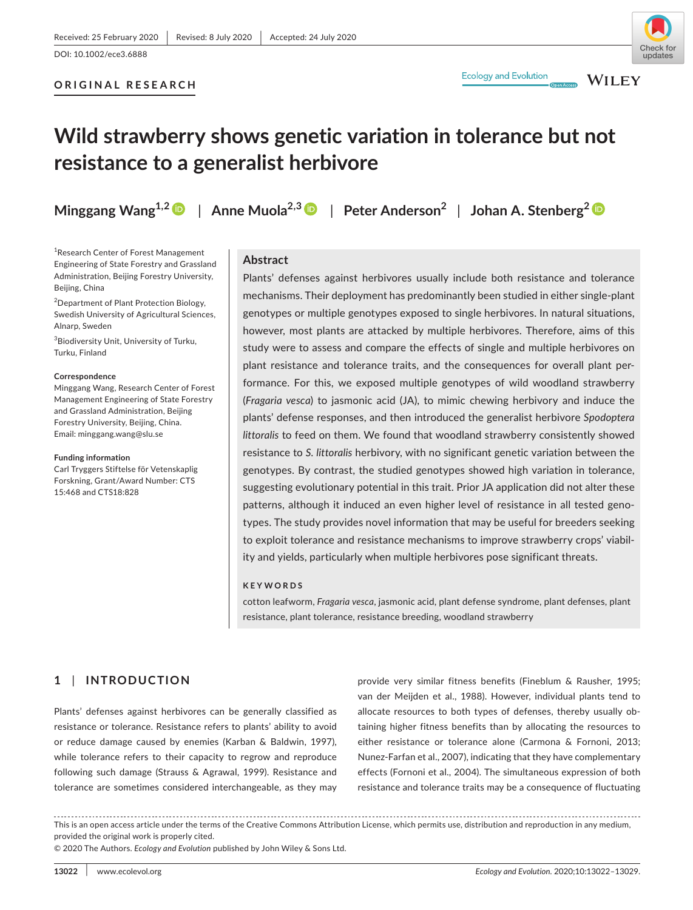Received: 25 February 2020 | Revised: 8 July 2020 | Accepted: 24 July 2020

DOI: 10.1002/ece3.6888

**ORIGINAL RESEARCH**

# Wild strawberry shows genetic variation in tolerance but not resistance to a generalist herbivore

**Minggang Wang[1,2]** | **Anne Muola[2,3]** | **Peter Anderson[2]** | **Johan A. Stenberg[2]**

[1]Research Center of Forest Management Engineering of State Forestry and Grassland Administration, Beijing Forestry University, Beijing, China

[2]Department of Plant Protection Biology, Swedish University of Agricultural Sciences, Alnarp, Sweden

[3]Biodiversity Unit, University of Turku, Turku, Finland

**Correspondence**
Minggang Wang, Research Center of Forest Management Engineering of State Forestry and Grassland Administration, Beijing Forestry University, Beijing, China.
Email: minggang.wang@slu.se

**Funding information**
Carl Tryggers Stiftelse för Vetenskaplig Forskning, Grant/Award Number: CTS 15:468 and CTS18:828

## Abstract

Plants' defenses against herbivores usually include both resistance and tolerance mechanisms. Their deployment has predominantly been studied in either single-plant genotypes or multiple genotypes exposed to single herbivores. In natural situations, however, most plants are attacked by multiple herbivores. Therefore, aims of this study were to assess and compare the effects of single and multiple herbivores on plant resistance and tolerance traits, and the consequences for overall plant performance. For this, we exposed multiple genotypes of wild woodland strawberry (*Fragaria vesca*) to jasmonic acid (JA), to mimic chewing herbivory and induce the plants' defense responses, and then introduced the generalist herbivore *Spodoptera littoralis* to feed on them. We found that woodland strawberry consistently showed resistance to *S. littoralis* herbivory, with no significant genetic variation between the genotypes. By contrast, the studied genotypes showed high variation in tolerance, suggesting evolutionary potential in this trait. Prior JA application did not alter these patterns, although it induced an even higher level of resistance in all tested genotypes. The study provides novel information that may be useful for breeders seeking to exploit tolerance and resistance mechanisms to improve strawberry crops' viability and yields, particularly when multiple herbivores pose significant threats.

**KEYWORDS**

cotton leafworm, *Fragaria vesca*, jasmonic acid, plant defense syndrome, plant defenses, plant resistance, plant tolerance, resistance breeding, woodland strawberry

## 1 | INTRODUCTION

Plants' defenses against herbivores can be generally classified as resistance or tolerance. Resistance refers to plants' ability to avoid or reduce damage caused by enemies (Karban & Baldwin, 1997), while tolerance refers to their capacity to regrow and reproduce following such damage (Strauss & Agrawal, 1999). Resistance and tolerance are sometimes considered interchangeable, as they may provide very similar fitness benefits (Fineblum & Rausher, 1995; van der Meijden et al., 1988). However, individual plants tend to allocate resources to both types of defenses, thereby usually obtaining higher fitness benefits than by allocating the resources to either resistance or tolerance alone (Carmona & Fornoni, 2013; Nunez-Farfan et al., 2007), indicating that they have complementary effects (Fornoni et al., 2004). The simultaneous expression of both resistance and tolerance traits may be a consequence of fluctuating

This is an open access article under the terms of the Creative Commons Attribution License, which permits use, distribution and reproduction in any medium, provided the original work is properly cited.
© 2020 The Authors. *Ecology and Evolution* published by John Wiley & Sons Ltd.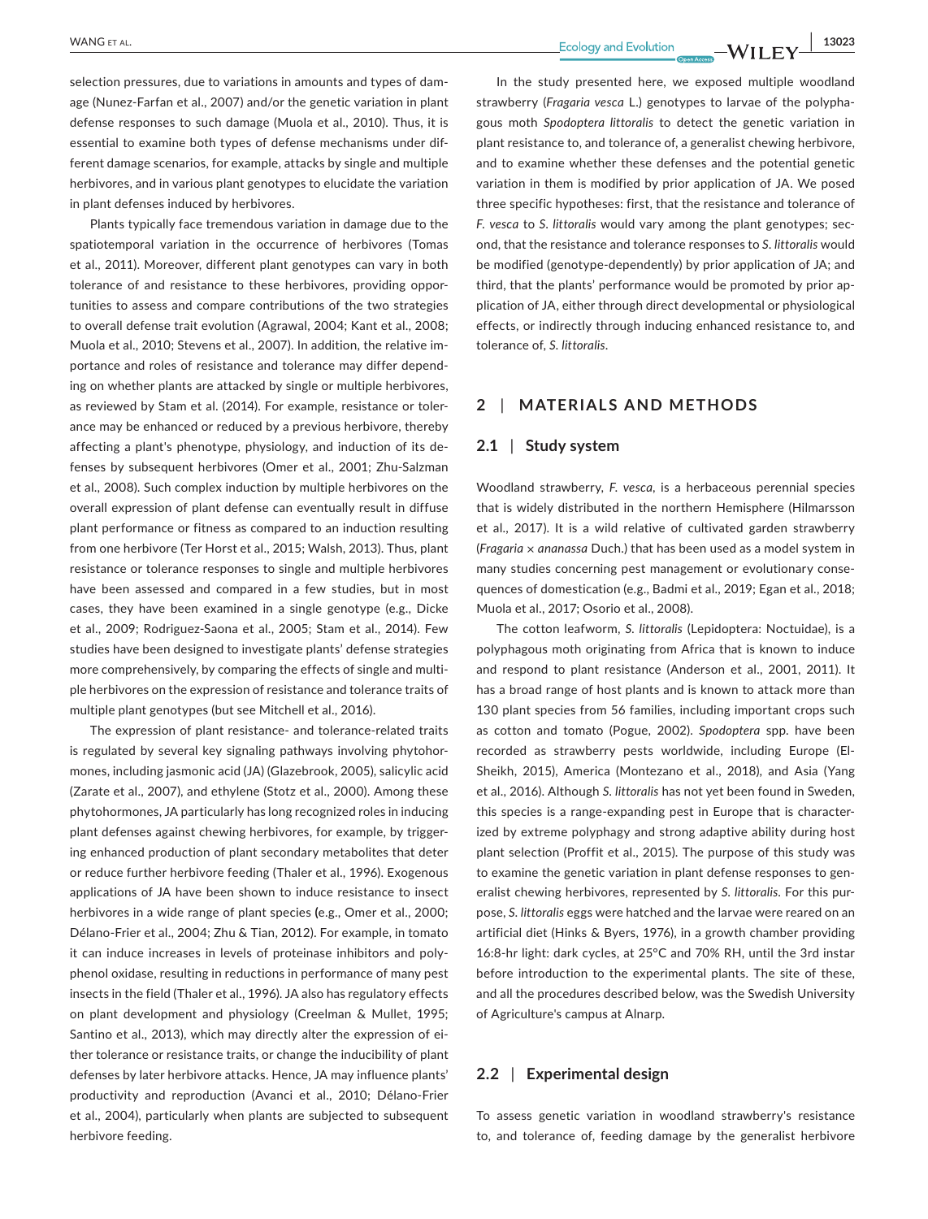selection pressures, due to variations in amounts and types of damage (Nunez-Farfan et al., 2007) and/or the genetic variation in plant defense responses to such damage (Muola et al., 2010). Thus, it is essential to examine both types of defense mechanisms under different damage scenarios, for example, attacks by single and multiple herbivores, and in various plant genotypes to elucidate the variation in plant defenses induced by herbivores.

Plants typically face tremendous variation in damage due to the spatiotemporal variation in the occurrence of herbivores (Tomas et al., 2011). Moreover, different plant genotypes can vary in both tolerance of and resistance to these herbivores, providing opportunities to assess and compare contributions of the two strategies to overall defense trait evolution (Agrawal, 2004; Kant et al., 2008; Muola et al., 2010; Stevens et al., 2007). In addition, the relative importance and roles of resistance and tolerance may differ depending on whether plants are attacked by single or multiple herbivores, as reviewed by Stam et al. (2014). For example, resistance or tolerance may be enhanced or reduced by a previous herbivore, thereby affecting a plant's phenotype, physiology, and induction of its defenses by subsequent herbivores (Omer et al., 2001; Zhu-Salzman et al., 2008). Such complex induction by multiple herbivores on the overall expression of plant defense can eventually result in diffuse plant performance or fitness as compared to an induction resulting from one herbivore (Ter Horst et al., 2015; Walsh, 2013). Thus, plant resistance or tolerance responses to single and multiple herbivores have been assessed and compared in a few studies, but in most cases, they have been examined in a single genotype (e.g., Dicke et al., 2009; Rodriguez-Saona et al., 2005; Stam et al., 2014). Few studies have been designed to investigate plants' defense strategies more comprehensively, by comparing the effects of single and multiple herbivores on the expression of resistance and tolerance traits of multiple plant genotypes (but see Mitchell et al., 2016).

The expression of plant resistance- and tolerance-related traits is regulated by several key signaling pathways involving phytohormones, including jasmonic acid (JA) (Glazebrook, 2005), salicylic acid (Zarate et al., 2007), and ethylene (Stotz et al., 2000). Among these phytohormones, JA particularly has long recognized roles in inducing plant defenses against chewing herbivores, for example, by triggering enhanced production of plant secondary metabolites that deter or reduce further herbivore feeding (Thaler et al., 1996). Exogenous applications of JA have been shown to induce resistance to insect herbivores in a wide range of plant species (e.g., Omer et al., 2000; Délano-Frier et al., 2004; Zhu & Tian, 2012). For example, in tomato it can induce increases in levels of proteinase inhibitors and polyphenol oxidase, resulting in reductions in performance of many pest insects in the field (Thaler et al., 1996). JA also has regulatory effects on plant development and physiology (Creelman & Mullet, 1995; Santino et al., 2013), which may directly alter the expression of either tolerance or resistance traits, or change the inducibility of plant defenses by later herbivore attacks. Hence, JA may influence plants' productivity and reproduction (Avanci et al., 2010; Délano-Frier et al., 2004), particularly when plants are subjected to subsequent herbivore feeding.

In the study presented here, we exposed multiple woodland strawberry (*Fragaria vesca* L.) genotypes to larvae of the polyphagous moth *Spodoptera littoralis* to detect the genetic variation in plant resistance to, and tolerance of, a generalist chewing herbivore, and to examine whether these defenses and the potential genetic variation in them is modified by prior application of JA. We posed three specific hypotheses: first, that the resistance and tolerance of *F. vesca* to *S. littoralis* would vary among the plant genotypes; second, that the resistance and tolerance responses to *S. littoralis* would be modified (genotype-dependently) by prior application of JA; and third, that the plants' performance would be promoted by prior application of JA, either through direct developmental or physiological effects, or indirectly through inducing enhanced resistance to, and tolerance of, *S. littoralis*.

## 2 | MATERIALS AND METHODS

### 2.1 | Study system

Woodland strawberry, *F. vesca*, is a herbaceous perennial species that is widely distributed in the northern Hemisphere (Hilmarsson et al., 2017). It is a wild relative of cultivated garden strawberry (*Fragaria* × *ananassa* Duch.) that has been used as a model system in many studies concerning pest management or evolutionary consequences of domestication (e.g., Badmi et al., 2019; Egan et al., 2018; Muola et al., 2017; Osorio et al., 2008).

The cotton leafworm, *S. littoralis* (Lepidoptera: Noctuidae), is a polyphagous moth originating from Africa that is known to induce and respond to plant resistance (Anderson et al., 2001, 2011). It has a broad range of host plants and is known to attack more than 130 plant species from 56 families, including important crops such as cotton and tomato (Pogue, 2002). *Spodoptera* spp. have been recorded as strawberry pests worldwide, including Europe (El-Sheikh, 2015), America (Montezano et al., 2018), and Asia (Yang et al., 2016). Although *S. littoralis* has not yet been found in Sweden, this species is a range-expanding pest in Europe that is characterized by extreme polyphagy and strong adaptive ability during host plant selection (Proffit et al., 2015). The purpose of this study was to examine the genetic variation in plant defense responses to generalist chewing herbivores, represented by *S. littoralis*. For this purpose, *S. littoralis* eggs were hatched and the larvae were reared on an artificial diet (Hinks & Byers, 1976), in a growth chamber providing 16:8-hr light: dark cycles, at 25°C and 70% RH, until the 3rd instar before introduction to the experimental plants. The site of these, and all the procedures described below, was the Swedish University of Agriculture's campus at Alnarp.

### 2.2 | Experimental design

To assess genetic variation in woodland strawberry's resistance to, and tolerance of, feeding damage by the generalist herbivore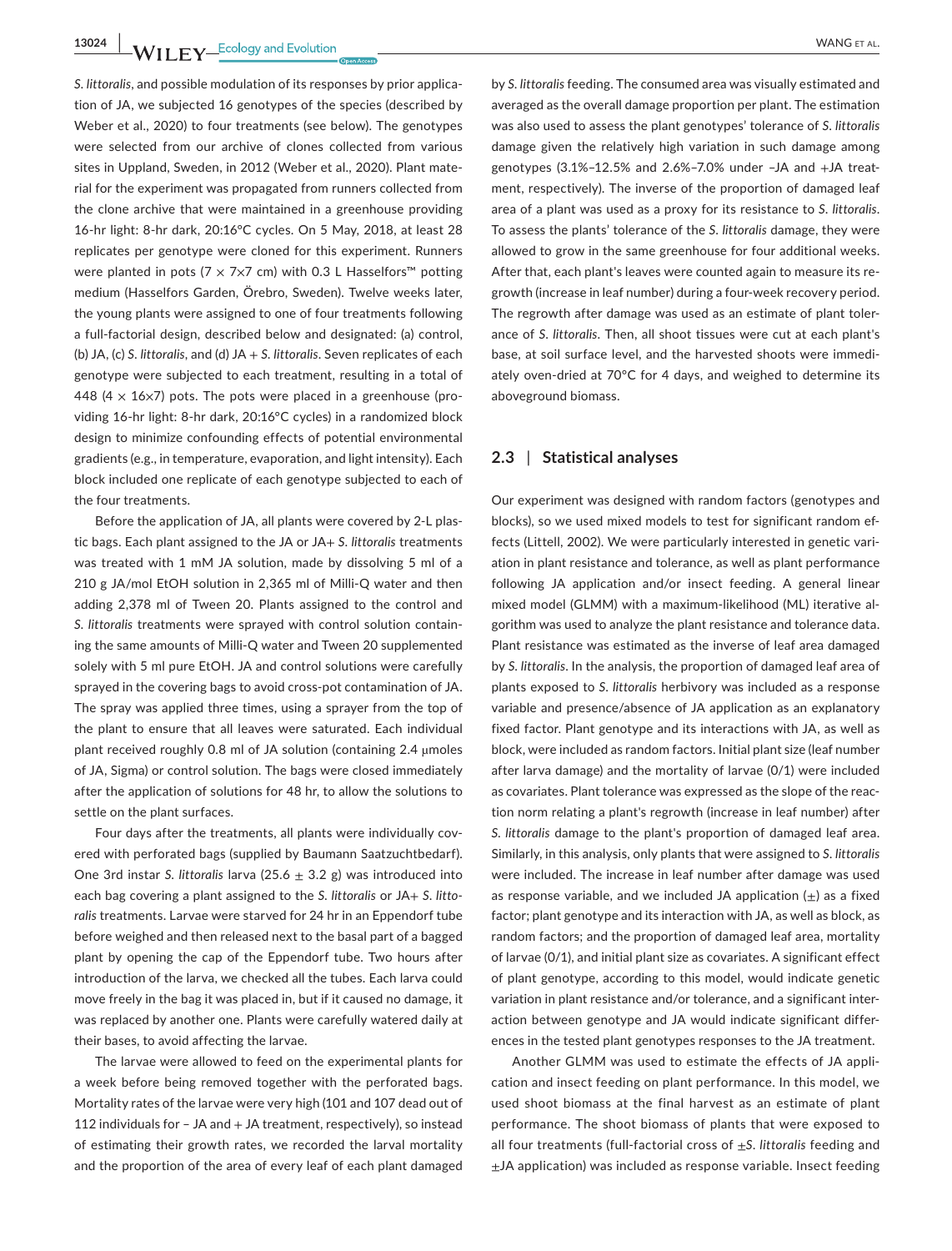*S. littoralis*, and possible modulation of its responses by prior application of JA, we subjected 16 genotypes of the species (described by Weber et al., 2020) to four treatments (see below). The genotypes were selected from our archive of clones collected from various sites in Uppland, Sweden, in 2012 (Weber et al., 2020). Plant material for the experiment was propagated from runners collected from the clone archive that were maintained in a greenhouse providing 16-hr light: 8-hr dark, 20:16°C cycles. On 5 May, 2018, at least 28 replicates per genotype were cloned for this experiment. Runners were planted in pots (7 × 7×7 cm) with 0.3 L Hasselfors™ potting medium (Hasselfors Garden, Örebro, Sweden). Twelve weeks later, the young plants were assigned to one of four treatments following a full-factorial design, described below and designated: (a) control, (b) JA, (c) *S. littoralis*, and (d) JA + *S. littoralis*. Seven replicates of each genotype were subjected to each treatment, resulting in a total of 448 (4 × 16×7) pots. The pots were placed in a greenhouse (providing 16-hr light: 8-hr dark, 20:16°C cycles) in a randomized block design to minimize confounding effects of potential environmental gradients (e.g., in temperature, evaporation, and light intensity). Each block included one replicate of each genotype subjected to each of the four treatments.

Before the application of JA, all plants were covered by 2-L plastic bags. Each plant assigned to the JA or JA+ *S. littoralis* treatments was treated with 1 mM JA solution, made by dissolving 5 ml of a 210 g JA/mol EtOH solution in 2,365 ml of Milli-Q water and then adding 2,378 ml of Tween 20. Plants assigned to the control and *S. littoralis* treatments were sprayed with control solution containing the same amounts of Milli-Q water and Tween 20 supplemented solely with 5 ml pure EtOH. JA and control solutions were carefully sprayed in the covering bags to avoid cross-pot contamination of JA. The spray was applied three times, using a sprayer from the top of the plant to ensure that all leaves were saturated. Each individual plant received roughly 0.8 ml of JA solution (containing 2.4 μmoles of JA, Sigma) or control solution. The bags were closed immediately after the application of solutions for 48 hr, to allow the solutions to settle on the plant surfaces.

Four days after the treatments, all plants were individually covered with perforated bags (supplied by Baumann Saatzuchtbedarf). One 3rd instar *S. littoralis* larva (25.6 ± 3.2 g) was introduced into each bag covering a plant assigned to the *S. littoralis* or JA+ *S. littoralis* treatments. Larvae were starved for 24 hr in an Eppendorf tube before weighed and then released next to the basal part of a bagged plant by opening the cap of the Eppendorf tube. Two hours after introduction of the larva, we checked all the tubes. Each larva could move freely in the bag it was placed in, but if it caused no damage, it was replaced by another one. Plants were carefully watered daily at their bases, to avoid affecting the larvae.

The larvae were allowed to feed on the experimental plants for a week before being removed together with the perforated bags. Mortality rates of the larvae were very high (101 and 107 dead out of 112 individuals for – JA and + JA treatment, respectively), so instead of estimating their growth rates, we recorded the larval mortality and the proportion of the area of every leaf of each plant damaged by *S. littoralis* feeding. The consumed area was visually estimated and averaged as the overall damage proportion per plant. The estimation was also used to assess the plant genotypes' tolerance of *S. littoralis* damage given the relatively high variation in such damage among genotypes (3.1%–12.5% and 2.6%–7.0% under –JA and +JA treatment, respectively). The inverse of the proportion of damaged leaf area of a plant was used as a proxy for its resistance to *S. littoralis*. To assess the plants' tolerance of the *S. littoralis* damage, they were allowed to grow in the same greenhouse for four additional weeks. After that, each plant's leaves were counted again to measure its regrowth (increase in leaf number) during a four-week recovery period. The regrowth after damage was used as an estimate of plant tolerance of *S. littoralis*. Then, all shoot tissues were cut at each plant's base, at soil surface level, and the harvested shoots were immediately oven-dried at 70°C for 4 days, and weighed to determine its aboveground biomass.

## 2.3 | Statistical analyses

Our experiment was designed with random factors (genotypes and blocks), so we used mixed models to test for significant random effects (Littell, 2002). We were particularly interested in genetic variation in plant resistance and tolerance, as well as plant performance following JA application and/or insect feeding. A general linear mixed model (GLMM) with a maximum-likelihood (ML) iterative algorithm was used to analyze the plant resistance and tolerance data. Plant resistance was estimated as the inverse of leaf area damaged by *S. littoralis*. In the analysis, the proportion of damaged leaf area of plants exposed to *S. littoralis* herbivory was included as a response variable and presence/absence of JA application as an explanatory fixed factor. Plant genotype and its interactions with JA, as well as block, were included as random factors. Initial plant size (leaf number after larva damage) and the mortality of larvae (0/1) were included as covariates. Plant tolerance was expressed as the slope of the reaction norm relating a plant's regrowth (increase in leaf number) after *S. littoralis* damage to the plant's proportion of damaged leaf area. Similarly, in this analysis, only plants that were assigned to *S. littoralis* were included. The increase in leaf number after damage was used as response variable, and we included JA application (±) as a fixed factor; plant genotype and its interaction with JA, as well as block, as random factors; and the proportion of damaged leaf area, mortality of larvae (0/1), and initial plant size as covariates. A significant effect of plant genotype, according to this model, would indicate genetic variation in plant resistance and/or tolerance, and a significant interaction between genotype and JA would indicate significant differences in the tested plant genotypes responses to the JA treatment.

Another GLMM was used to estimate the effects of JA application and insect feeding on plant performance. In this model, we used shoot biomass at the final harvest as an estimate of plant performance. The shoot biomass of plants that were exposed to all four treatments (full-factorial cross of ±*S. littoralis* feeding and ±JA application) was included as response variable. Insect feeding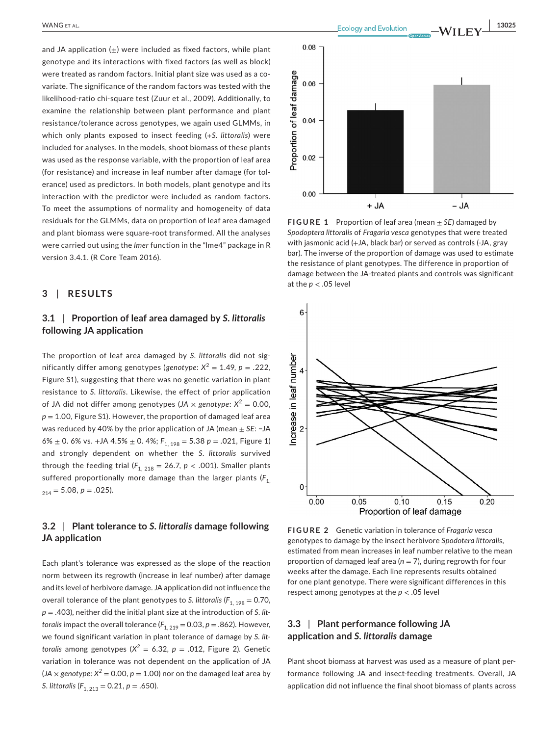and JA application (±) were included as fixed factors, while plant genotype and its interactions with fixed factors (as well as block) were treated as random factors. Initial plant size was used as a covariate. The significance of the random factors was tested with the likelihood-ratio chi-square test (Zuur et al., 2009). Additionally, to examine the relationship between plant performance and plant resistance/tolerance across genotypes, we again used GLMMs, in which only plants exposed to insect feeding (+*S. littoralis*) were included for analyses. In the models, shoot biomass of these plants was used as the response variable, with the proportion of leaf area (for resistance) and increase in leaf number after damage (for tolerance) used as predictors. In both models, plant genotype and its interaction with the predictor were included as random factors. To meet the assumptions of normality and homogeneity of data residuals for the GLMMs, data on proportion of leaf area damaged and plant biomass were square-root transformed. All the analyses were carried out using the *lmer* function in the "lme4" package in R version 3.4.1. (R Core Team 2016).

## 3 | RESULTS

### 3.1 | Proportion of leaf area damaged by *S. littoralis* following JA application

The proportion of leaf area damaged by *S. littoralis* did not significantly differ among genotypes (*genotype*: $X^2$ = 1.49, $p$ = .222, Figure S1), suggesting that there was no genetic variation in plant resistance to *S. littoralis*. Likewise, the effect of prior application of JA did not differ among genotypes (*JA × genotype*: $X^2$ = 0.00, $p$ = 1.00, Figure S1). However, the proportion of damaged leaf area was reduced by 40% by the prior application of JA (mean ± *SE*: −JA 6% ± 0. 6% vs. +JA 4.5% ± 0. 4%; $F_{1, 198}$ = 5.38 $p$ = .021, Figure 1) and strongly dependent on whether the *S. littoralis* survived through the feeding trial ($F_{1, 218}$ = 26.7, $p$ < .001). Smaller plants suffered proportionally more damage than the larger plants ($F_{1, 214}$ = 5.08, $p$ = .025).

**FIGURE 1** Proportion of leaf area (mean ± *SE*) damaged by *Spodoptera littoralis* of *Fragaria vesca* genotypes that were treated with jasmonic acid (+JA, black bar) or served as controls (-JA, gray bar). The inverse of the proportion of damage was used to estimate the resistance of plant genotypes. The difference in proportion of damage between the JA-treated plants and controls was significant at the $p$ < .05 level

### 3.2 | Plant tolerance to *S. littoralis* damage following JA application

Each plant's tolerance was expressed as the slope of the reaction norm between its regrowth (increase in leaf number) after damage and its level of herbivore damage. JA application did not influence the overall tolerance of the plant genotypes to *S. littoralis* ($F_{1, 198}$ = 0.70, $p$ = .403), neither did the initial plant size at the introduction of *S. littoralis* impact the overall tolerance ($F_{1, 219}$ = 0.03, $p$ = .862). However, we found significant variation in plant tolerance of damage by *S. littoralis* among genotypes ($X^2$ = 6.32, $p$ = .012, Figure 2). Genetic variation in tolerance was not dependent on the application of JA (*JA × genotype*: $X^2$ = 0.00, $p$ = 1.00) nor on the damaged leaf area by *S. littoralis* ($F_{1, 213}$ = 0.21, $p$ = .650).

**FIGURE 2** Genetic variation in tolerance of *Fragaria vesca* genotypes to damage by the insect herbivore *Spodoptera littoralis*, estimated from mean increases in leaf number relative to the mean proportion of damaged leaf area ($n$ = 7), during regrowth for four weeks after the damage. Each line represents results obtained for one plant genotype. There were significant differences in this respect among genotypes at the $p$ < .05 level

### 3.3 | Plant performance following JA application and *S. littoralis* damage

Plant shoot biomass at harvest was used as a measure of plant performance following JA and insect-feeding treatments. Overall, JA application did not influence the final shoot biomass of plants across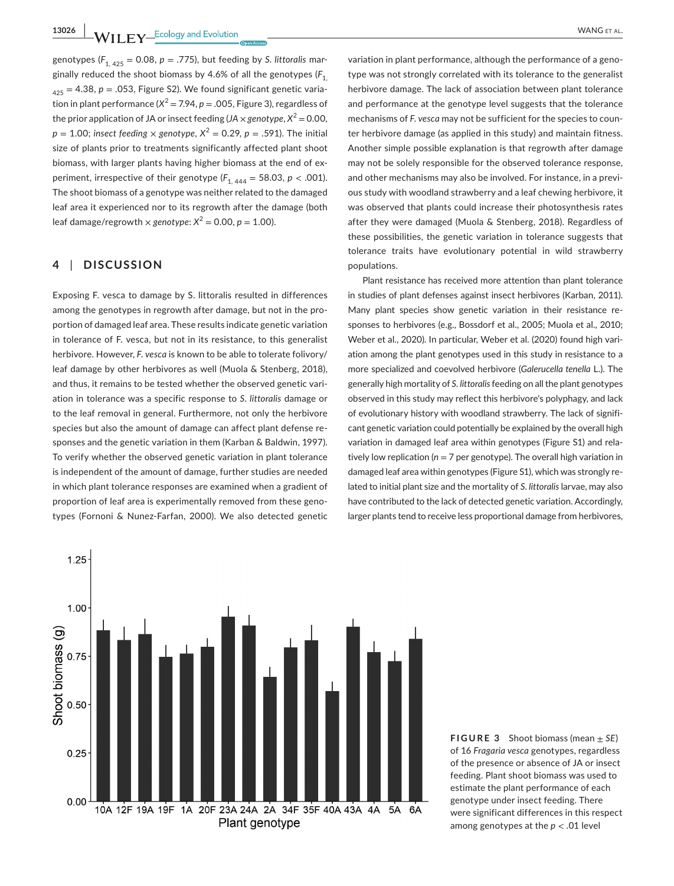genotypes ($F_{1, 425} = 0.08$, $p = .775$), but feeding by *S. littoralis* marginally reduced the shoot biomass by 4.6% of all the genotypes ($F_{1, 425} = 4.38$, $p = .053$, Figure S2). We found significant genetic variation in plant performance ($X^2 = 7.94$, $p = .005$, Figure 3), regardless of the prior application of JA or insect feeding (*JA × genotype*, $X^2 = 0.00$, $p = 1.00$; *insect feeding × genotype*, $X^2 = 0.29$, $p = .591$). The initial size of plants prior to treatments significantly affected plant shoot biomass, with larger plants having higher biomass at the end of experiment, irrespective of their genotype ($F_{1, 444} = 58.03$, $p < .001$). The shoot biomass of a genotype was neither related to the damaged leaf area it experienced nor to its regrowth after the damage (both leaf damage/regrowth × *genotype*: $X^2 = 0.00$, $p = 1.00$).

## 4 | DISCUSSION

Exposing F. vesca to damage by S. littoralis resulted in differences among the genotypes in regrowth after damage, but not in the proportion of damaged leaf area. These results indicate genetic variation in tolerance of F. vesca, but not in its resistance, to this generalist herbivore. However, *F. vesca* is known to be able to tolerate folivory/leaf damage by other herbivores as well (Muola & Stenberg, 2018), and thus, it remains to be tested whether the observed genetic variation in tolerance was a specific response to *S. littoralis* damage or to the leaf removal in general. Furthermore, not only the herbivore species but also the amount of damage can affect plant defense responses and the genetic variation in them (Karban & Baldwin, 1997). To verify whether the observed genetic variation in plant tolerance is independent of the amount of damage, further studies are needed in which plant tolerance responses are examined when a gradient of proportion of leaf area is experimentally removed from these genotypes (Fornoni & Nunez-Farfan, 2000). We also detected genetic variation in plant performance, although the performance of a genotype was not strongly correlated with its tolerance to the generalist herbivore damage. The lack of association between plant tolerance and performance at the genotype level suggests that the tolerance mechanisms of *F. vesca* may not be sufficient for the species to counter herbivore damage (as applied in this study) and maintain fitness. Another simple possible explanation is that regrowth after damage may not be solely responsible for the observed tolerance response, and other mechanisms may also be involved. For instance, in a previous study with woodland strawberry and a leaf chewing herbivore, it was observed that plants could increase their photosynthesis rates after they were damaged (Muola & Stenberg, 2018). Regardless of these possibilities, the genetic variation in tolerance suggests that tolerance traits have evolutionary potential in wild strawberry populations.

Plant resistance has received more attention than plant tolerance in studies of plant defenses against insect herbivores (Karban, 2011). Many plant species show genetic variation in their resistance responses to herbivores (e.g., Bossdorf et al., 2005; Muola et al., 2010; Weber et al., 2020). In particular, Weber et al. (2020) found high variation among the plant genotypes used in this study in resistance to a more specialized and coevolved herbivore (*Galerucella tenella* L.). The generally high mortality of *S. littoralis* feeding on all the plant genotypes observed in this study may reflect this herbivore's polyphagy, and lack of evolutionary history with woodland strawberry. The lack of significant genetic variation could potentially be explained by the overall high variation in damaged leaf area within genotypes (Figure S1) and relatively low replication ($n = 7$ per genotype). The overall high variation in damaged leaf area within genotypes (Figure S1), which was strongly related to initial plant size and the mortality of *S. littoralis* larvae, may also have contributed to the lack of detected genetic variation. Accordingly, larger plants tend to receive less proportional damage from herbivores,

**FIGURE 3** Shoot biomass (mean ± *SE*) of 16 *Fragaria vesca* genotypes, regardless of the presence or absence of JA or insect feeding. Plant shoot biomass was used to estimate the plant performance of each genotype under insect feeding. There were significant differences in this respect among genotypes at the $p < .01$ level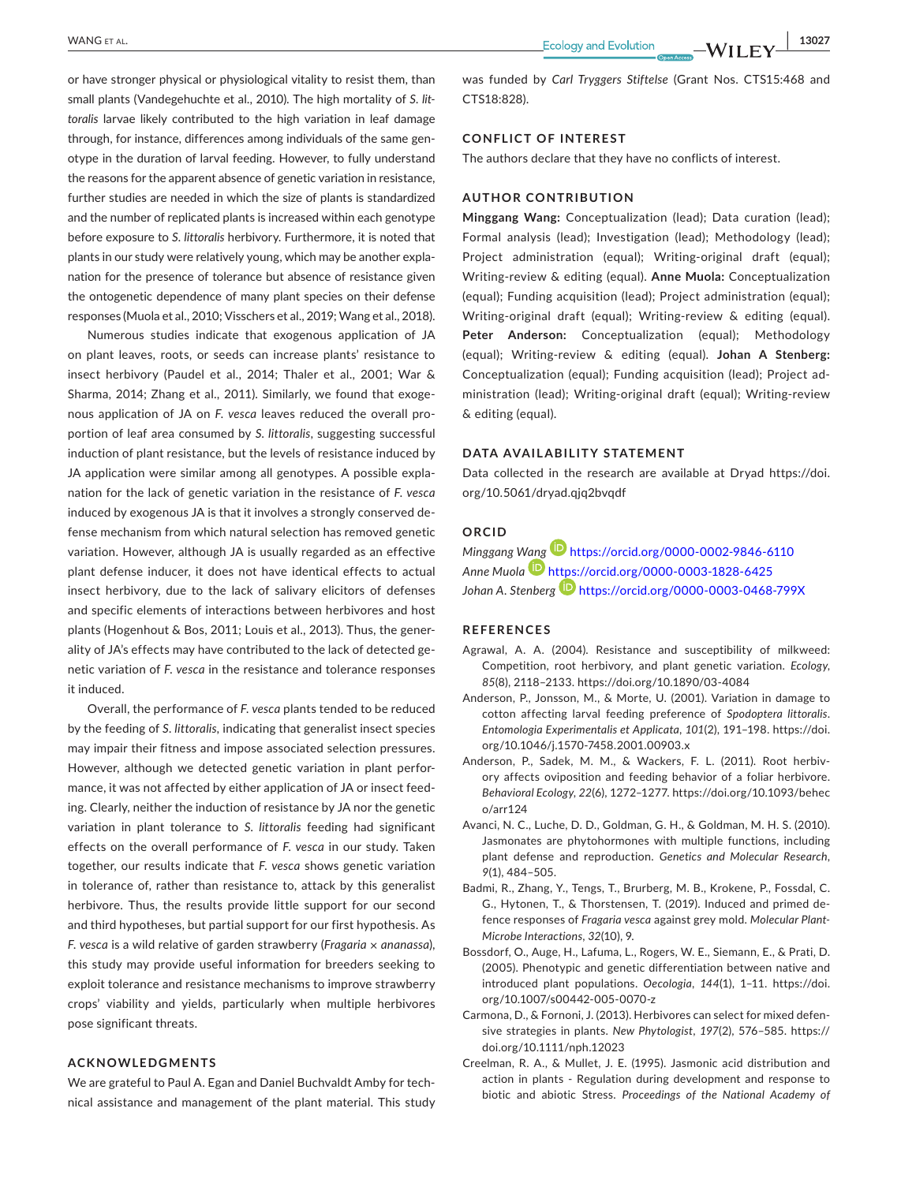or have stronger physical or physiological vitality to resist them, than small plants (Vandegehuchte et al., 2010). The high mortality of *S. littoralis* larvae likely contributed to the high variation in leaf damage through, for instance, differences among individuals of the same genotype in the duration of larval feeding. However, to fully understand the reasons for the apparent absence of genetic variation in resistance, further studies are needed in which the size of plants is standardized and the number of replicated plants is increased within each genotype before exposure to *S. littoralis* herbivory. Furthermore, it is noted that plants in our study were relatively young, which may be another explanation for the presence of tolerance but absence of resistance given the ontogenetic dependence of many plant species on their defense responses (Muola et al., 2010; Visschers et al., 2019; Wang et al., 2018).

Numerous studies indicate that exogenous application of JA on plant leaves, roots, or seeds can increase plants' resistance to insect herbivory (Paudel et al., 2014; Thaler et al., 2001; War & Sharma, 2014; Zhang et al., 2011). Similarly, we found that exogenous application of JA on *F. vesca* leaves reduced the overall proportion of leaf area consumed by *S. littoralis*, suggesting successful induction of plant resistance, but the levels of resistance induced by JA application were similar among all genotypes. A possible explanation for the lack of genetic variation in the resistance of *F. vesca* induced by exogenous JA is that it involves a strongly conserved defense mechanism from which natural selection has removed genetic variation. However, although JA is usually regarded as an effective plant defense inducer, it does not have identical effects to actual insect herbivory, due to the lack of salivary elicitors of defenses and specific elements of interactions between herbivores and host plants (Hogenhout & Bos, 2011; Louis et al., 2013). Thus, the generality of JA's effects may have contributed to the lack of detected genetic variation of *F. vesca* in the resistance and tolerance responses it induced.

Overall, the performance of *F. vesca* plants tended to be reduced by the feeding of *S. littoralis*, indicating that generalist insect species may impair their fitness and impose associated selection pressures. However, although we detected genetic variation in plant performance, it was not affected by either application of JA or insect feeding. Clearly, neither the induction of resistance by JA nor the genetic variation in plant tolerance to *S. littoralis* feeding had significant effects on the overall performance of *F. vesca* in our study. Taken together, our results indicate that *F. vesca* shows genetic variation in tolerance of, rather than resistance to, attack by this generalist herbivore. Thus, the results provide little support for our second and third hypotheses, but partial support for our first hypothesis. As *F. vesca* is a wild relative of garden strawberry (*Fragaria* × *ananassa*), this study may provide useful information for breeders seeking to exploit tolerance and resistance mechanisms to improve strawberry crops' viability and yields, particularly when multiple herbivores pose significant threats.

## ACKNOWLEDGMENTS

We are grateful to Paul A. Egan and Daniel Buchvaldt Amby for technical assistance and management of the plant material. This study was funded by *Carl Tryggers Stiftelse* (Grant Nos. CTS15:468 and CTS18:828).

## CONFLICT OF INTEREST

The authors declare that they have no conflicts of interest.

## AUTHOR CONTRIBUTION

**Minggang Wang:** Conceptualization (lead); Data curation (lead); Formal analysis (lead); Investigation (lead); Methodology (lead); Project administration (equal); Writing-original draft (equal); Writing-review & editing (equal). **Anne Muola:** Conceptualization (equal); Funding acquisition (lead); Project administration (equal); Writing-original draft (equal); Writing-review & editing (equal). **Peter Anderson:** Conceptualization (equal); Methodology (equal); Writing-review & editing (equal). **Johan A Stenberg:** Conceptualization (equal); Funding acquisition (lead); Project administration (lead); Writing-original draft (equal); Writing-review & editing (equal).

## DATA AVAILABILITY STATEMENT

Data collected in the research are available at Dryad https://doi.org/10.5061/dryad.qjq2bvqdf

## ORCID

*Minggang Wang* https://orcid.org/0000-0002-9846-6110
*Anne Muola* https://orcid.org/0000-0003-1828-6425
*Johan A. Stenberg* https://orcid.org/0000-0003-0468-799X

## REFERENCES

Agrawal, A. A. (2004). Resistance and susceptibility of milkweed: Competition, root herbivory, and plant genetic variation. *Ecology*, *85*(8), 2118–2133. https://doi.org/10.1890/03-4084

Anderson, P., Jonsson, M., & Morte, U. (2001). Variation in damage to cotton affecting larval feeding preference of *Spodoptera littoralis*. *Entomologia Experimentalis et Applicata*, *101*(2), 191–198. https://doi.org/10.1046/j.1570-7458.2001.00903.x

Anderson, P., Sadek, M. M., & Wackers, F. L. (2011). Root herbivory affects oviposition and feeding behavior of a foliar herbivore. *Behavioral Ecology*, *22*(6), 1272–1277. https://doi.org/10.1093/beheco/arr124

Avanci, N. C., Luche, D. D., Goldman, G. H., & Goldman, M. H. S. (2010). Jasmonates are phytohormones with multiple functions, including plant defense and reproduction. *Genetics and Molecular Research*, *9*(1), 484–505.

Badmi, R., Zhang, Y., Tengs, T., Brurberg, M. B., Krokene, P., Fossdal, C. G., Hytonen, T., & Thorstensen, T. (2019). Induced and primed defence responses of *Fragaria vesca* against grey mold. *Molecular Plant-Microbe Interactions*, *32*(10), 9.

Bossdorf, O., Auge, H., Lafuma, L., Rogers, W. E., Siemann, E., & Prati, D. (2005). Phenotypic and genetic differentiation between native and introduced plant populations. *Oecologia*, *144*(1), 1–11. https://doi.org/10.1007/s00442-005-0070-z

Carmona, D., & Fornoni, J. (2013). Herbivores can select for mixed defensive strategies in plants. *New Phytologist*, *197*(2), 576–585. https://doi.org/10.1111/nph.12023

Creelman, R. A., & Mullet, J. E. (1995). Jasmonic acid distribution and action in plants - Regulation during development and response to biotic and abiotic Stress. *Proceedings of the National Academy of*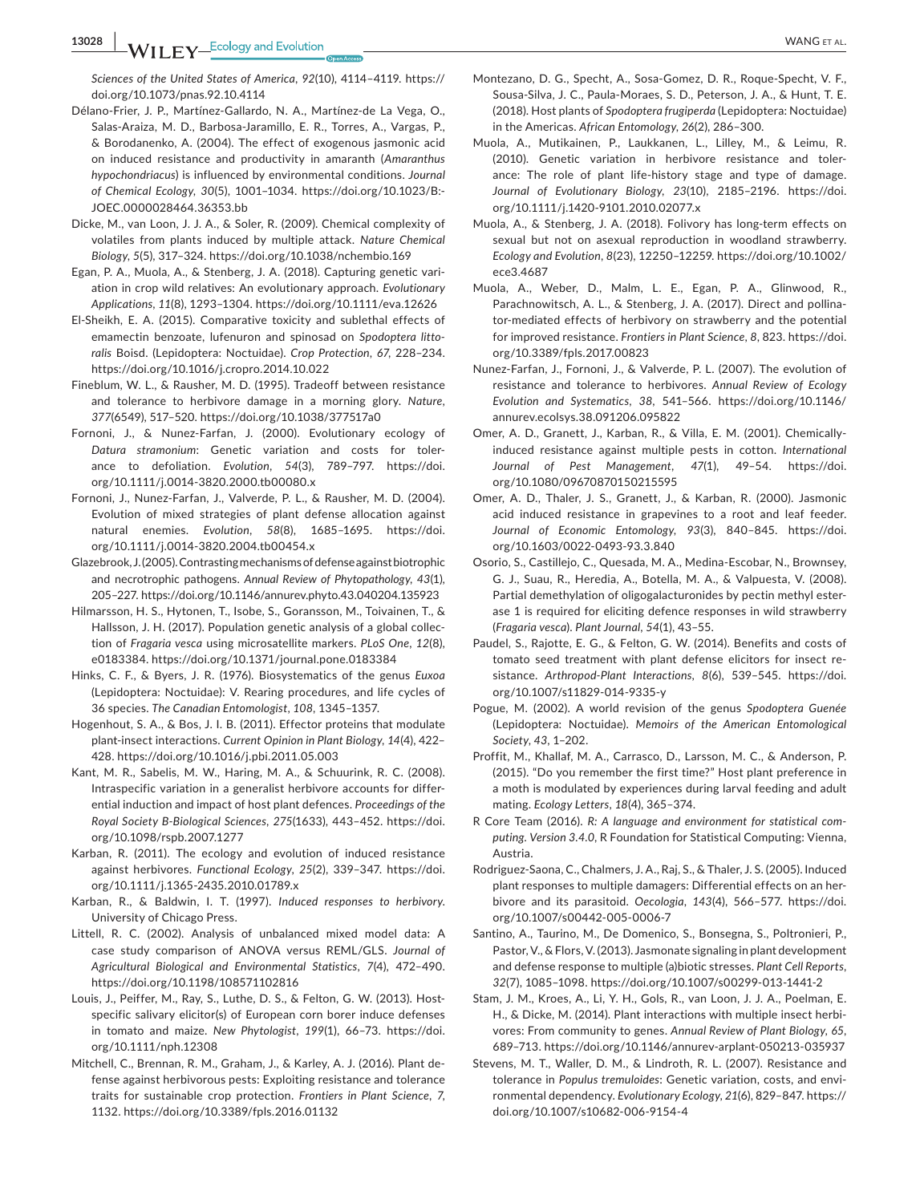*Sciences of the United States of America*, *92*(10), 4114–4119. https://doi.org/10.1073/pnas.92.10.4114

Délano-Frier, J. P., Martínez-Gallardo, N. A., Martínez-de La Vega, O., Salas-Araiza, M. D., Barbosa-Jaramillo, E. R., Torres, A., Vargas, P., & Borodanenko, A. (2004). The effect of exogenous jasmonic acid on induced resistance and productivity in amaranth (*Amaranthus hypochondriacus*) is influenced by environmental conditions. *Journal of Chemical Ecology*, *30*(5), 1001–1034. https://doi.org/10.1023/B:JOEC.0000028464.36353.bb

Dicke, M., van Loon, J. J. A., & Soler, R. (2009). Chemical complexity of volatiles from plants induced by multiple attack. *Nature Chemical Biology*, *5*(5), 317–324. https://doi.org/10.1038/nchembio.169

Egan, P. A., Muola, A., & Stenberg, J. A. (2018). Capturing genetic variation in crop wild relatives: An evolutionary approach. *Evolutionary Applications*, *11*(8), 1293–1304. https://doi.org/10.1111/eva.12626

El-Sheikh, E. A. (2015). Comparative toxicity and sublethal effects of emamectin benzoate, lufenuron and spinosad on *Spodoptera littoralis* Boisd. (Lepidoptera: Noctuidae). *Crop Protection*, *67*, 228–234. https://doi.org/10.1016/j.cropro.2014.10.022

Fineblum, W. L., & Rausher, M. D. (1995). Tradeoff between resistance and tolerance to herbivore damage in a morning glory. *Nature*, *377*(6549), 517–520. https://doi.org/10.1038/377517a0

Fornoni, J., & Nunez-Farfan, J. (2000). Evolutionary ecology of *Datura stramonium*: Genetic variation and costs for tolerance to defoliation. *Evolution*, *54*(3), 789–797. https://doi.org/10.1111/j.0014-3820.2000.tb00080.x

Fornoni, J., Nunez-Farfan, J., Valverde, P. L., & Rausher, M. D. (2004). Evolution of mixed strategies of plant defense allocation against natural enemies. *Evolution*, *58*(8), 1685–1695. https://doi.org/10.1111/j.0014-3820.2004.tb00454.x

Glazebrook, J. (2005). Contrasting mechanisms of defense against biotrophic and necrotrophic pathogens. *Annual Review of Phytopathology*, *43*(1), 205–227. https://doi.org/10.1146/annurev.phyto.43.040204.135923

Hilmarsson, H. S., Hytonen, T., Isobe, S., Goransson, M., Toivainen, T., & Hallsson, J. H. (2017). Population genetic analysis of a global collection of *Fragaria vesca* using microsatellite markers. *PLoS One*, *12*(8), e0183384. https://doi.org/10.1371/journal.pone.0183384

Hinks, C. F., & Byers, J. R. (1976). Biosystematics of the genus *Euxoa* (Lepidoptera: Noctuidae): V. Rearing procedures, and life cycles of 36 species. *The Canadian Entomologist*, *108*, 1345–1357.

Hogenhout, S. A., & Bos, J. I. B. (2011). Effector proteins that modulate plant-insect interactions. *Current Opinion in Plant Biology*, *14*(4), 422–428. https://doi.org/10.1016/j.pbi.2011.05.003

Kant, M. R., Sabelis, M. W., Haring, M. A., & Schuurink, R. C. (2008). Intraspecific variation in a generalist herbivore accounts for differential induction and impact of host plant defences. *Proceedings of the Royal Society B-Biological Sciences*, *275*(1633), 443–452. https://doi.org/10.1098/rspb.2007.1277

Karban, R. (2011). The ecology and evolution of induced resistance against herbivores. *Functional Ecology*, *25*(2), 339–347. https://doi.org/10.1111/j.1365-2435.2010.01789.x

Karban, R., & Baldwin, I. T. (1997). *Induced responses to herbivory*. University of Chicago Press.

Littell, R. C. (2002). Analysis of unbalanced mixed model data: A case study comparison of ANOVA versus REML/GLS. *Journal of Agricultural Biological and Environmental Statistics*, *7*(4), 472–490. https://doi.org/10.1198/108571102816

Louis, J., Peiffer, M., Ray, S., Luthe, D. S., & Felton, G. W. (2013). Host-specific salivary elicitor(s) of European corn borer induce defenses in tomato and maize. *New Phytologist*, *199*(1), 66–73. https://doi.org/10.1111/nph.12308

Mitchell, C., Brennan, R. M., Graham, J., & Karley, A. J. (2016). Plant defense against herbivorous pests: Exploiting resistance and tolerance traits for sustainable crop protection. *Frontiers in Plant Science*, *7*, 1132. https://doi.org/10.3389/fpls.2016.01132

Montezano, D. G., Specht, A., Sosa-Gomez, D. R., Roque-Specht, V. F., Sousa-Silva, J. C., Paula-Moraes, S. D., Peterson, J. A., & Hunt, T. E. (2018). Host plants of *Spodoptera frugiperda* (Lepidoptera: Noctuidae) in the Americas. *African Entomology*, *26*(2), 286–300.

Muola, A., Mutikainen, P., Laukkanen, L., Lilley, M., & Leimu, R. (2010). Genetic variation in herbivore resistance and tolerance: The role of plant life-history stage and type of damage. *Journal of Evolutionary Biology*, *23*(10), 2185–2196. https://doi.org/10.1111/j.1420-9101.2010.02077.x

Muola, A., & Stenberg, J. A. (2018). Folivory has long-term effects on sexual but not on asexual reproduction in woodland strawberry. *Ecology and Evolution*, *8*(23), 12250–12259. https://doi.org/10.1002/ece3.4687

Muola, A., Weber, D., Malm, L. E., Egan, P. A., Glinwood, R., Parachnowitsch, A. L., & Stenberg, J. A. (2017). Direct and pollinator-mediated effects of herbivory on strawberry and the potential for improved resistance. *Frontiers in Plant Science*, *8*, 823. https://doi.org/10.3389/fpls.2017.00823

Nunez-Farfan, J., Fornoni, J., & Valverde, P. L. (2007). The evolution of resistance and tolerance to herbivores. *Annual Review of Ecology Evolution and Systematics*, *38*, 541–566. https://doi.org/10.1146/annurev.ecolsys.38.091206.095822

Omer, A. D., Granett, J., Karban, R., & Villa, E. M. (2001). Chemically-induced resistance against multiple pests in cotton. *International Journal of Pest Management*, *47*(1), 49–54. https://doi.org/10.1080/09670870150215595

Omer, A. D., Thaler, J. S., Granett, J., & Karban, R. (2000). Jasmonic acid induced resistance in grapevines to a root and leaf feeder. *Journal of Economic Entomology*, *93*(3), 840–845. https://doi.org/10.1603/0022-0493-93.3.840

Osorio, S., Castillejo, C., Quesada, M. A., Medina-Escobar, N., Brownsey, G. J., Suau, R., Heredia, A., Botella, M. A., & Valpuesta, V. (2008). Partial demethylation of oligogalacturonides by pectin methyl esterase 1 is required for eliciting defence responses in wild strawberry (*Fragaria vesca*). *Plant Journal*, *54*(1), 43–55.

Paudel, S., Rajotte, E. G., & Felton, G. W. (2014). Benefits and costs of tomato seed treatment with plant defense elicitors for insect resistance. *Arthropod-Plant Interactions*, *8*(6), 539–545. https://doi.org/10.1007/s11829-014-9335-y

Pogue, M. (2002). A world revision of the genus *Spodoptera Guenée* (Lepidoptera: Noctuidae). *Memoirs of the American Entomological Society*, *43*, 1–202.

Proffit, M., Khallaf, M. A., Carrasco, D., Larsson, M. C., & Anderson, P. (2015). "Do you remember the first time?" Host plant preference in a moth is modulated by experiences during larval feeding and adult mating. *Ecology Letters*, *18*(4), 365–374.

R Core Team (2016). *R: A language and environment for statistical computing. Version 3.4.0*, R Foundation for Statistical Computing: Vienna, Austria.

Rodriguez-Saona, C., Chalmers, J. A., Raj, S., & Thaler, J. S. (2005). Induced plant responses to multiple damagers: Differential effects on an herbivore and its parasitoid. *Oecologia*, *143*(4), 566–577. https://doi.org/10.1007/s00442-005-0006-7

Santino, A., Taurino, M., De Domenico, S., Bonsegna, S., Poltronieri, P., Pastor, V., & Flors, V. (2013). Jasmonate signaling in plant development and defense response to multiple (a)biotic stresses. *Plant Cell Reports*, *32*(7), 1085–1098. https://doi.org/10.1007/s00299-013-1441-2

Stam, J. M., Kroes, A., Li, Y. H., Gols, R., van Loon, J. J. A., Poelman, E. H., & Dicke, M. (2014). Plant interactions with multiple insect herbivores: From community to genes. *Annual Review of Plant Biology*, *65*, 689–713. https://doi.org/10.1146/annurev-arplant-050213-035937

Stevens, M. T., Waller, D. M., & Lindroth, R. L. (2007). Resistance and tolerance in *Populus tremuloides*: Genetic variation, costs, and environmental dependency. *Evolutionary Ecology*, *21*(6), 829–847. https://doi.org/10.1007/s10682-006-9154-4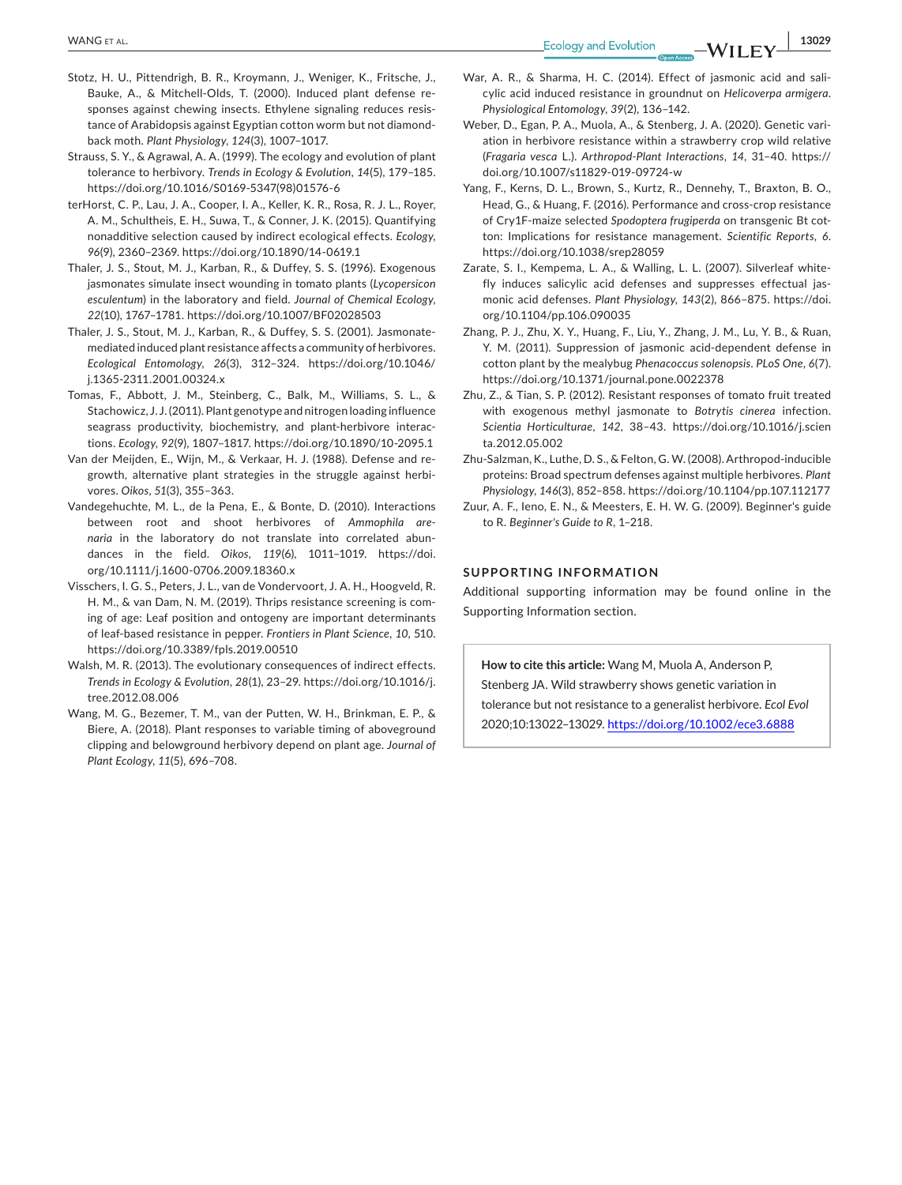Stotz, H. U., Pittendrigh, B. R., Kroymann, J., Weniger, K., Fritsche, J., Bauke, A., & Mitchell-Olds, T. (2000). Induced plant defense responses against chewing insects. Ethylene signaling reduces resistance of Arabidopsis against Egyptian cotton worm but not diamondback moth. *Plant Physiology*, *124*(3), 1007–1017.

Strauss, S. Y., & Agrawal, A. A. (1999). The ecology and evolution of plant tolerance to herbivory. *Trends in Ecology & Evolution*, *14*(5), 179–185. https://doi.org/10.1016/S0169-5347(98)01576-6

terHorst, C. P., Lau, J. A., Cooper, I. A., Keller, K. R., Rosa, R. J. L., Royer, A. M., Schultheis, E. H., Suwa, T., & Conner, J. K. (2015). Quantifying nonadditive selection caused by indirect ecological effects. *Ecology*, *96*(9), 2360–2369. https://doi.org/10.1890/14-0619.1

Thaler, J. S., Stout, M. J., Karban, R., & Duffey, S. S. (1996). Exogenous jasmonates simulate insect wounding in tomato plants (*Lycopersicon esculentum*) in the laboratory and field. *Journal of Chemical Ecology*, *22*(10), 1767–1781. https://doi.org/10.1007/BF02028503

Thaler, J. S., Stout, M. J., Karban, R., & Duffey, S. S. (2001). Jasmonate-mediated induced plant resistance affects a community of herbivores. *Ecological Entomology*, *26*(3), 312–324. https://doi.org/10.1046/j.1365-2311.2001.00324.x

Tomas, F., Abbott, J. M., Steinberg, C., Balk, M., Williams, S. L., & Stachowicz, J. J. (2011). Plant genotype and nitrogen loading influence seagrass productivity, biochemistry, and plant-herbivore interactions. *Ecology*, *92*(9), 1807–1817. https://doi.org/10.1890/10-2095.1

Van der Meijden, E., Wijn, M., & Verkaar, H. J. (1988). Defense and regrowth, alternative plant strategies in the struggle against herbivores. *Oikos*, *51*(3), 355–363.

Vandegehuchte, M. L., de la Pena, E., & Bonte, D. (2010). Interactions between root and shoot herbivores of *Ammophila arenaria* in the laboratory do not translate into correlated abundances in the field. *Oikos*, *119*(6), 1011–1019. https://doi.org/10.1111/j.1600-0706.2009.18360.x

Visschers, I. G. S., Peters, J. L., van de Vondervoort, J. A. H., Hoogveld, R. H. M., & van Dam, N. M. (2019). Thrips resistance screening is coming of age: Leaf position and ontogeny are important determinants of leaf-based resistance in pepper. *Frontiers in Plant Science*, *10*, 510. https://doi.org/10.3389/fpls.2019.00510

Walsh, M. R. (2013). The evolutionary consequences of indirect effects. *Trends in Ecology & Evolution*, *28*(1), 23–29. https://doi.org/10.1016/j.tree.2012.08.006

Wang, M. G., Bezemer, T. M., van der Putten, W. H., Brinkman, E. P., & Biere, A. (2018). Plant responses to variable timing of aboveground clipping and belowground herbivory depend on plant age. *Journal of Plant Ecology*, *11*(5), 696–708.

War, A. R., & Sharma, H. C. (2014). Effect of jasmonic acid and salicylic acid induced resistance in groundnut on *Helicoverpa armigera*. *Physiological Entomology*, *39*(2), 136–142.

Weber, D., Egan, P. A., Muola, A., & Stenberg, J. A. (2020). Genetic variation in herbivore resistance within a strawberry crop wild relative (*Fragaria vesca* L.). *Arthropod-Plant Interactions*, *14*, 31–40. https://doi.org/10.1007/s11829-019-09724-w

Yang, F., Kerns, D. L., Brown, S., Kurtz, R., Dennehy, T., Braxton, B. O., Head, G., & Huang, F. (2016). Performance and cross-crop resistance of Cry1F-maize selected *Spodoptera frugiperda* on transgenic Bt cotton: Implications for resistance management. *Scientific Reports*, *6*. https://doi.org/10.1038/srep28059

Zarate, S. I., Kempema, L. A., & Walling, L. L. (2007). Silverleaf whitefly induces salicylic acid defenses and suppresses effectual jasmonic acid defenses. *Plant Physiology*, *143*(2), 866–875. https://doi.org/10.1104/pp.106.090035

Zhang, P. J., Zhu, X. Y., Huang, F., Liu, Y., Zhang, J. M., Lu, Y. B., & Ruan, Y. M. (2011). Suppression of jasmonic acid-dependent defense in cotton plant by the mealybug *Phenacoccus solenopsis*. *PLoS One*, *6*(7). https://doi.org/10.1371/journal.pone.0022378

Zhu, Z., & Tian, S. P. (2012). Resistant responses of tomato fruit treated with exogenous methyl jasmonate to *Botrytis cinerea* infection. *Scientia Horticulturae*, *142*, 38–43. https://doi.org/10.1016/j.scienta.2012.05.002

Zhu-Salzman, K., Luthe, D. S., & Felton, G. W. (2008). Arthropod-inducible proteins: Broad spectrum defenses against multiple herbivores. *Plant Physiology*, *146*(3), 852–858. https://doi.org/10.1104/pp.107.112177

Zuur, A. F., Ieno, E. N., & Meesters, E. H. W. G. (2009). Beginner's guide to R. *Beginner's Guide to R*, 1–218.

## SUPPORTING INFORMATION

Additional supporting information may be found online in the Supporting Information section.

**How to cite this article:** Wang M, Muola A, Anderson P, Stenberg JA. Wild strawberry shows genetic variation in tolerance but not resistance to a generalist herbivore. *Ecol Evol* 2020;10:13022–13029. https://doi.org/10.1002/ece3.6888